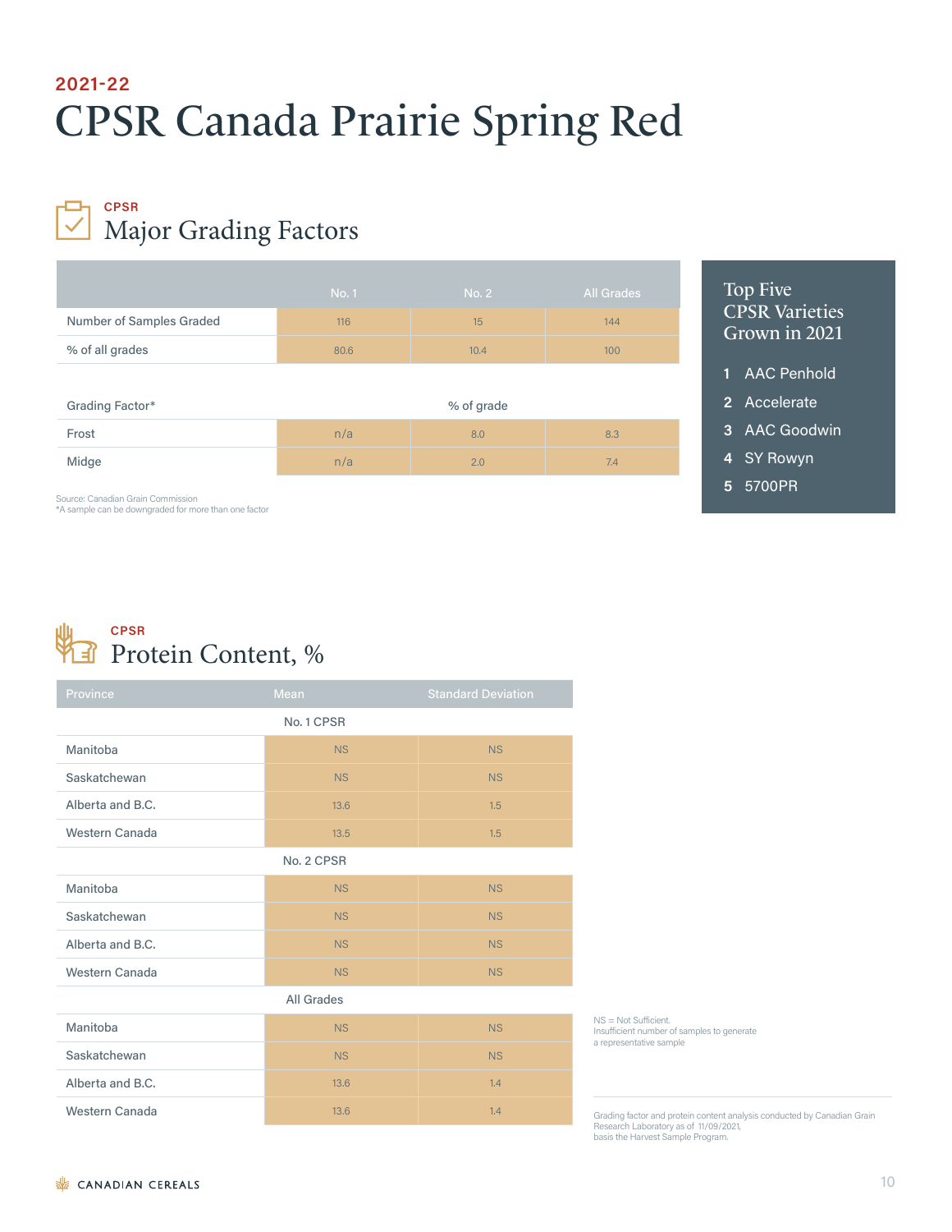2021-22

# CPSR Canada Prairie Spring Red

CPSR

## Major Grading Factors

| | No. 1 | No. 2 | All Grades |
|---|---|---|---|
| Number of Samples Graded | 116 | 15 | 144 |
| % of all grades | 80.6 | 10.4 | 100 |
| **Grading Factor*** | | **% of grade** | |
| Frost | n/a | 8.0 | 8.3 |
| Midge | n/a | 2.0 | 7.4 |

Source: Canadian Grain Commission
*A sample can be downgraded for more than one factor

### Top Five CPSR Varieties Grown in 2021

1. AAC Penhold
2. Accelerate
3. AAC Goodwin
4. SY Rowyn
5. 5700PR

CPSR

## Protein Content, %

| Province | Mean | Standard Deviation |
|---|---|---|
| **No. 1 CPSR** | | |
| Manitoba | NS | NS |
| Saskatchewan | NS | NS |
| Alberta and B.C. | 13.6 | 1.5 |
| Western Canada | 13.5 | 1.5 |
| **No. 2 CPSR** | | |
| Manitoba | NS | NS |
| Saskatchewan | NS | NS |
| Alberta and B.C. | NS | NS |
| Western Canada | NS | NS |
| **All Grades** | | |
| Manitoba | NS | NS |
| Saskatchewan | NS | NS |
| Alberta and B.C. | 13.6 | 1.4 |
| Western Canada | 13.6 | 1.4 |

NS = Not Sufficient.
Insufficient number of samples to generate a representative sample

Grading factor and protein content analysis conducted by Canadian Grain Research Laboratory as of 11/09/2021, basis the Harvest Sample Program.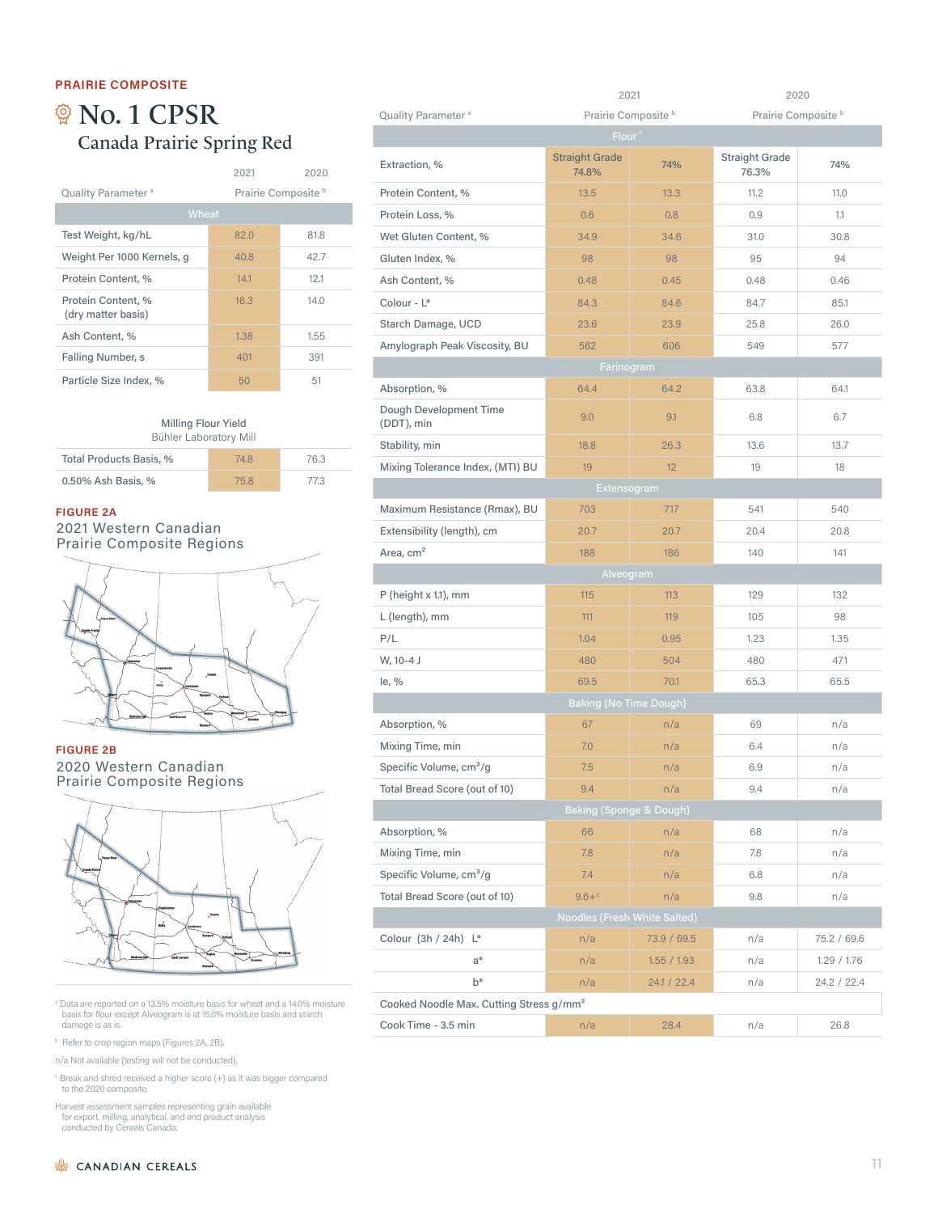PRAIRIE COMPOSITE

# No. 1 CPSR

## Canada Prairie Spring Red

| Quality Parameter [a] | 2021 Prairie Composite [b] | 2020 Prairie Composite [b] |
|---|---|---|
| **Wheat** | | |
| Test Weight, kg/hL | 82.0 | 81.8 |
| Weight Per 1000 Kernels, g | 40.8 | 42.7 |
| Protein Content, % | 14.1 | 12.1 |
| Protein Content, % (dry matter basis) | 16.3 | 14.0 |
| Ash Content, % | 1.38 | 1.55 |
| Falling Number, s | 401 | 391 |
| Particle Size Index, % | 50 | 51 |
| **Milling Flour Yield Bühler Laboratory Mill** | | |
| Total Products Basis, % | 74.8 | 76.3 |
| 0.50% Ash Basis, % | 75.8 | 77.3 |

FIGURE 2A
2021 Western Canadian Prairie Composite Regions

FIGURE 2B
2020 Western Canadian Prairie Composite Regions

| Quality Parameter [a] | 2021 Prairie Composite [b] | | 2020 Prairie Composite [b] | |
|---|---|---|---|---|
| **Flour [c]** | | | | |
| Extraction, % | Straight Grade 74.8% | 74% | Straight Grade 76.3% | 74% |
| Protein Content, % | 13.5 | 13.3 | 11.2 | 11.0 |
| Protein Loss, % | 0.6 | 0.8 | 0.9 | 1.1 |
| Wet Gluten Content, % | 34.9 | 34.6 | 31.0 | 30.8 |
| Gluten Index, % | 98 | 98 | 95 | 94 |
| Ash Content, % | 0.48 | 0.45 | 0.48 | 0.46 |
| Colour - L* | 84.3 | 84.6 | 84.7 | 85.1 |
| Starch Damage, UCD | 23.6 | 23.9 | 25.8 | 26.0 |
| Amylograph Peak Viscosity, BU | 562 | 606 | 549 | 577 |
| **Farinogram** | | | | |
| Absorption, % | 64.4 | 64.2 | 63.8 | 64.1 |
| Dough Development Time (DDT), min | 9.0 | 9.1 | 6.8 | 6.7 |
| Stability, min | 18.8 | 26.3 | 13.6 | 13.7 |
| Mixing Tolerance Index, (MTI) BU | 19 | 12 | 19 | 18 |
| **Extensogram** | | | | |
| Maximum Resistance (Rmax), BU | 703 | 717 | 541 | 540 |
| Extensibility (length), cm | 20.7 | 20.7 | 20.4 | 20.8 |
| Area, cm² | 188 | 186 | 140 | 141 |
| **Alveogram** | | | | |
| P (height x 1.1), mm | 115 | 113 | 129 | 132 |
| L (length), mm | 111 | 119 | 105 | 98 |
| P/L | 1.04 | 0.95 | 1.23 | 1.35 |
| W, 10-4 J | 480 | 504 | 480 | 471 |
| Ie, % | 69.5 | 70.1 | 65.3 | 65.5 |
| **Baking (No Time Dough)** | | | | |
| Absorption, % | 67 | n/a | 69 | n/a |
| Mixing Time, min | 7.0 | n/a | 6.4 | n/a |
| Specific Volume, cm³/g | 7.5 | n/a | 6.9 | n/a |
| Total Bread Score (out of 10) | 9.4 | n/a | 9.4 | n/a |
| **Baking (Sponge & Dough)** | | | | |
| Absorption, % | 66 | n/a | 68 | n/a |
| Mixing Time, min | 7.8 | n/a | 7.8 | n/a |
| Specific Volume, cm³/g | 7.4 | n/a | 6.8 | n/a |
| Total Bread Score (out of 10) | 9.6+[c] | n/a | 9.8 | n/a |
| **Noodles (Fresh White Salted)** | | | | |
| Colour (3h / 24h) L* | n/a | 73.9 / 69.5 | n/a | 75.2 / 69.6 |
| a* | n/a | 1.55 / 1.93 | n/a | 1.29 / 1.76 |
| b* | n/a | 24.1 / 22.4 | n/a | 24.2 / 22.4 |
| Cooked Noodle Max. Cutting Stress g/mm² | | | | |
| Cook Time - 3.5 min | n/a | 28.4 | n/a | 26.8 |

[a] Data are reported on a 13.5% moisture basis for wheat and a 14.0% moisture basis for flour except Alveogram is at 15.0% moisture basis and starch damage is as is.

[b] Refer to crop region maps (Figures 2A, 2B).

n/a Not available (testing will not be conducted).

[c] Break and shred received a higher score (+) as it was bigger compared to the 2020 composite.

Harvest assessment samples representing grain available for export, milling, analytical, and end product analysis conducted by Cereals Canada.